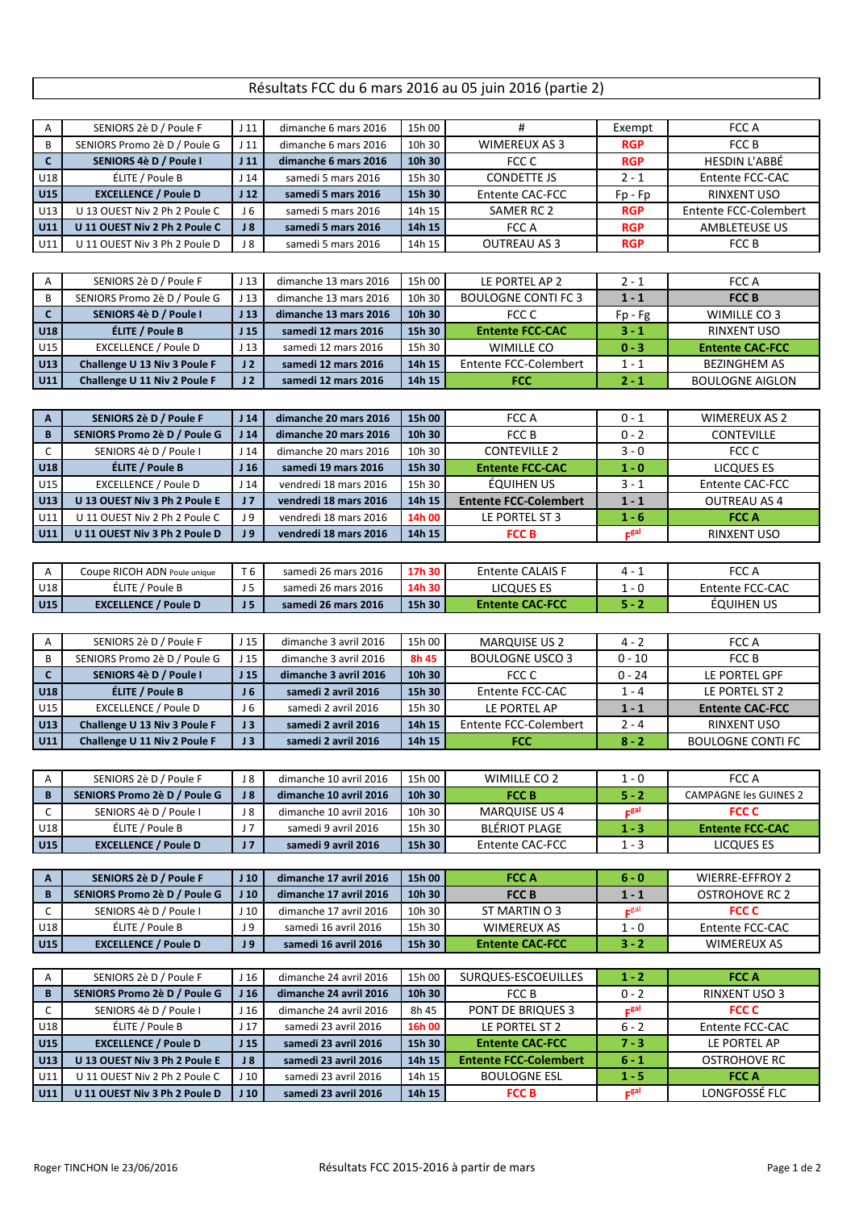# Résultats FCC du 6 mars 2016 au 05 juin 2016 (partie 2)

| | | | | | | | |
|---|---|---|---|---|---|---|---|
| A | SENIORS 2è D / Poule F | J 11 | dimanche 6 mars 2016 | 15h 00 | # | Exempt | FCC A |
| B | SENIORS Promo 2è D / Poule G | J 11 | dimanche 6 mars 2016 | 10h 30 | WIMEREUX AS 3 | RGP | FCC B |
| **C** | **SENIORS 4è D / Poule I** | **J 11** | **dimanche 6 mars 2016** | **10h 30** | FCC C | RGP | HESDIN L'ABBÉ |
| U18 | ÉLITE / Poule B | J 14 | samedi 5 mars 2016 | 15h 30 | CONDETTE JS | 2 - 1 | Entente FCC-CAC |
| **U15** | **EXCELLENCE / Poule D** | **J 12** | **samedi 5 mars 2016** | **15h 30** | Entente CAC-FCC | Fp - Fp | RINXENT USO |
| U13 | U 13 OUEST Niv 2 Ph 2 Poule C | J 6 | samedi 5 mars 2016 | 14h 15 | SAMER RC 2 | RGP | Entente FCC-Colembert |
| **U11** | **U 11 OUEST Niv 2 Ph 2 Poule C** | **J 8** | **samedi 5 mars 2016** | **14h 15** | FCC A | RGP | AMBLETEUSE US |
| U11 | U 11 OUEST Niv 3 Ph 2 Poule D | J 8 | samedi 5 mars 2016 | 14h 15 | OUTREAU AS 3 | RGP | FCC B |

| | | | | | | | |
|---|---|---|---|---|---|---|---|
| A | SENIORS 2è D / Poule F | J 13 | dimanche 13 mars 2016 | 15h 00 | LE PORTEL AP 2 | 2 - 1 | FCC A |
| B | SENIORS Promo 2è D / Poule G | J 13 | dimanche 13 mars 2016 | 10h 30 | BOULOGNE CONTI FC 3 | **1 - 1** | **FCC B** |
| **C** | **SENIORS 4è D / Poule I** | **J 13** | **dimanche 13 mars 2016** | **10h 30** | FCC C | Fp - Fg | WIMILLE CO 3 |
| **U18** | **ÉLITE / Poule B** | **J 15** | **samedi 12 mars 2016** | **15h 30** | **Entente FCC-CAC** | **3 - 1** | RINXENT USO |
| U15 | EXCELLENCE / Poule D | J 13 | samedi 12 mars 2016 | 15h 30 | WIMILLE CO | **0 - 3** | **Entente CAC-FCC** |
| **U13** | **Challenge U 13 Niv 3 Poule F** | **J 2** | **samedi 12 mars 2016** | **14h 15** | Entente FCC-Colembert | 1 - 1 | BEZINGHEM AS |
| **U11** | **Challenge U 11 Niv 2 Poule F** | **J 2** | **samedi 12 mars 2016** | **14h 15** | **FCC** | **2 - 1** | BOULOGNE AIGLON |

| | | | | | | | |
|---|---|---|---|---|---|---|---|
| **A** | **SENIORS 2è D / Poule F** | **J 14** | **dimanche 20 mars 2016** | **15h 00** | FCC A | 0 - 1 | WIMEREUX AS 2 |
| **B** | **SENIORS Promo 2è D / Poule G** | **J 14** | **dimanche 20 mars 2016** | **10h 30** | FCC B | 0 - 2 | CONTEVILLE |
| C | SENIORS 4è D / Poule I | J 14 | dimanche 20 mars 2016 | 10h 30 | CONTEVILLE 2 | 3 - 0 | FCC C |
| **U18** | **ÉLITE / Poule B** | **J 16** | **samedi 19 mars 2016** | **15h 30** | **Entente FCC-CAC** | **1 - 0** | LICQUES ES |
| U15 | EXCELLENCE / Poule D | J 14 | vendredi 18 mars 2016 | 15h 30 | ÉQUIHEN US | 3 - 1 | Entente CAC-FCC |
| **U13** | **U 13 OUEST Niv 3 Ph 2 Poule E** | **J 7** | **vendredi 18 mars 2016** | **14h 15** | **Entente FCC-Colembert** | **1 - 1** | OUTREAU AS 4 |
| U11 | U 11 OUEST Niv 2 Ph 2 Poule C | J 9 | vendredi 18 mars 2016 | 14h 00 | LE PORTEL ST 3 | **1 - 6** | **FCC A** |
| **U11** | **U 11 OUEST Niv 3 Ph 2 Poule D** | **J 9** | **vendredi 18 mars 2016** | **14h 15** | **FCC B** | Fgal | RINXENT USO |

| | | | | | | | |
|---|---|---|---|---|---|---|---|
| A | Coupe RICOH ADN Poule unique | T 6 | samedi 26 mars 2016 | 17h 30 | Entente CALAIS F | 4 - 1 | FCC A |
| U18 | ÉLITE / Poule B | J 5 | samedi 26 mars 2016 | 14h 30 | LICQUES ES | 1 - 0 | Entente FCC-CAC |
| **U15** | **EXCELLENCE / Poule D** | **J 5** | **samedi 26 mars 2016** | **15h 30** | **Entente CAC-FCC** | **5 - 2** | ÉQUIHEN US |

| | | | | | | | |
|---|---|---|---|---|---|---|---|
| A | SENIORS 2è D / Poule F | J 15 | dimanche 3 avril 2016 | 15h 00 | MARQUISE US 2 | 4 - 2 | FCC A |
| B | SENIORS Promo 2è D / Poule G | J 15 | dimanche 3 avril 2016 | 8h 45 | BOULOGNE USCO 3 | 0 - 10 | FCC B |
| **C** | **SENIORS 4è D / Poule I** | **J 15** | **dimanche 3 avril 2016** | **10h 30** | FCC C | 0 - 24 | LE PORTEL GPF |
| **U18** | **ÉLITE / Poule B** | **J 6** | **samedi 2 avril 2016** | **15h 30** | Entente FCC-CAC | 1 - 4 | LE PORTEL ST 2 |
| U15 | EXCELLENCE / Poule D | J 6 | samedi 2 avril 2016 | 15h 30 | LE PORTEL AP | **1 - 1** | **Entente CAC-FCC** |
| **U13** | **Challenge U 13 Niv 3 Poule F** | **J 3** | **samedi 2 avril 2016** | **14h 15** | Entente FCC-Colembert | 2 - 4 | RINXENT USO |
| **U11** | **Challenge U 11 Niv 2 Poule F** | **J 3** | **samedi 2 avril 2016** | **14h 15** | **FCC** | **8 - 2** | BOULOGNE CONTI FC |

| | | | | | | | |
|---|---|---|---|---|---|---|---|
| A | SENIORS 2è D / Poule F | J 8 | dimanche 10 avril 2016 | 15h 00 | WIMILLE CO 2 | 1 - 0 | FCC A |
| **B** | **SENIORS Promo 2è D / Poule G** | **J 8** | **dimanche 10 avril 2016** | **10h 30** | **FCC B** | **5 - 2** | CAMPAGNE les GUINES 2 |
| C | SENIORS 4è D / Poule I | J 8 | dimanche 10 avril 2016 | 10h 30 | MARQUISE US 4 | Fgal | **FCC C** |
| U18 | ÉLITE / Poule B | J 7 | samedi 9 avril 2016 | 15h 30 | BLÉRIOT PLAGE | **1 - 3** | **Entente FCC-CAC** |
| **U15** | **EXCELLENCE / Poule D** | **J 7** | **samedi 9 avril 2016** | **15h 30** | Entente CAC-FCC | 1 - 3 | LICQUES ES |

| | | | | | | | |
|---|---|---|---|---|---|---|---|
| **A** | **SENIORS 2è D / Poule F** | **J 10** | **dimanche 17 avril 2016** | **15h 00** | **FCC A** | **6 - 0** | WIERRE-EFFROY 2 |
| **B** | **SENIORS Promo 2è D / Poule G** | **J 10** | **dimanche 17 avril 2016** | **10h 30** | **FCC B** | **1 - 1** | OSTROHOVE RC 2 |
| C | SENIORS 4è D / Poule I | J 10 | dimanche 17 avril 2016 | 10h 30 | ST MARTIN O 3 | Fgal | **FCC C** |
| U18 | ÉLITE / Poule B | J 9 | samedi 16 avril 2016 | 15h 30 | WIMEREUX AS | 1 - 0 | Entente FCC-CAC |
| **U15** | **EXCELLENCE / Poule D** | **J 9** | **samedi 16 avril 2016** | **15h 30** | **Entente CAC-FCC** | **3 - 2** | WIMEREUX AS |

| | | | | | | | |
|---|---|---|---|---|---|---|---|
| A | SENIORS 2è D / Poule F | J 16 | dimanche 24 avril 2016 | 15h 00 | SURQUES-ESCOEUILLES | **1 - 2** | **FCC A** |
| **B** | **SENIORS Promo 2è D / Poule G** | **J 16** | **dimanche 24 avril 2016** | **10h 30** | FCC B | 0 - 2 | RINXENT USO 3 |
| C | SENIORS 4è D / Poule I | J 16 | dimanche 24 avril 2016 | 8h 45 | PONT DE BRIQUES 3 | Fgal | **FCC C** |
| U18 | ÉLITE / Poule B | J 17 | samedi 23 avril 2016 | 16h 00 | LE PORTEL ST 2 | 6 - 2 | Entente FCC-CAC |
| **U15** | **EXCELLENCE / Poule D** | **J 15** | **samedi 23 avril 2016** | **15h 30** | **Entente CAC-FCC** | **7 - 3** | LE PORTEL AP |
| **U13** | **U 13 OUEST Niv 3 Ph 2 Poule E** | **J 8** | **samedi 23 avril 2016** | **14h 15** | **Entente FCC-Colembert** | **6 - 1** | OSTROHOVE RC |
| U11 | U 11 OUEST Niv 2 Ph 2 Poule C | J 10 | samedi 23 avril 2016 | 14h 15 | BOULOGNE ESL | **1 - 5** | **FCC A** |
| **U11** | **U 11 OUEST Niv 3 Ph 2 Poule D** | **J 10** | **samedi 23 avril 2016** | **14h 15** | **FCC B** | Fgal | LONGFOSSÉ FLC |

Roger TINCHON le 23/06/2016 — Résultats FCC 2015-2016 à partir de mars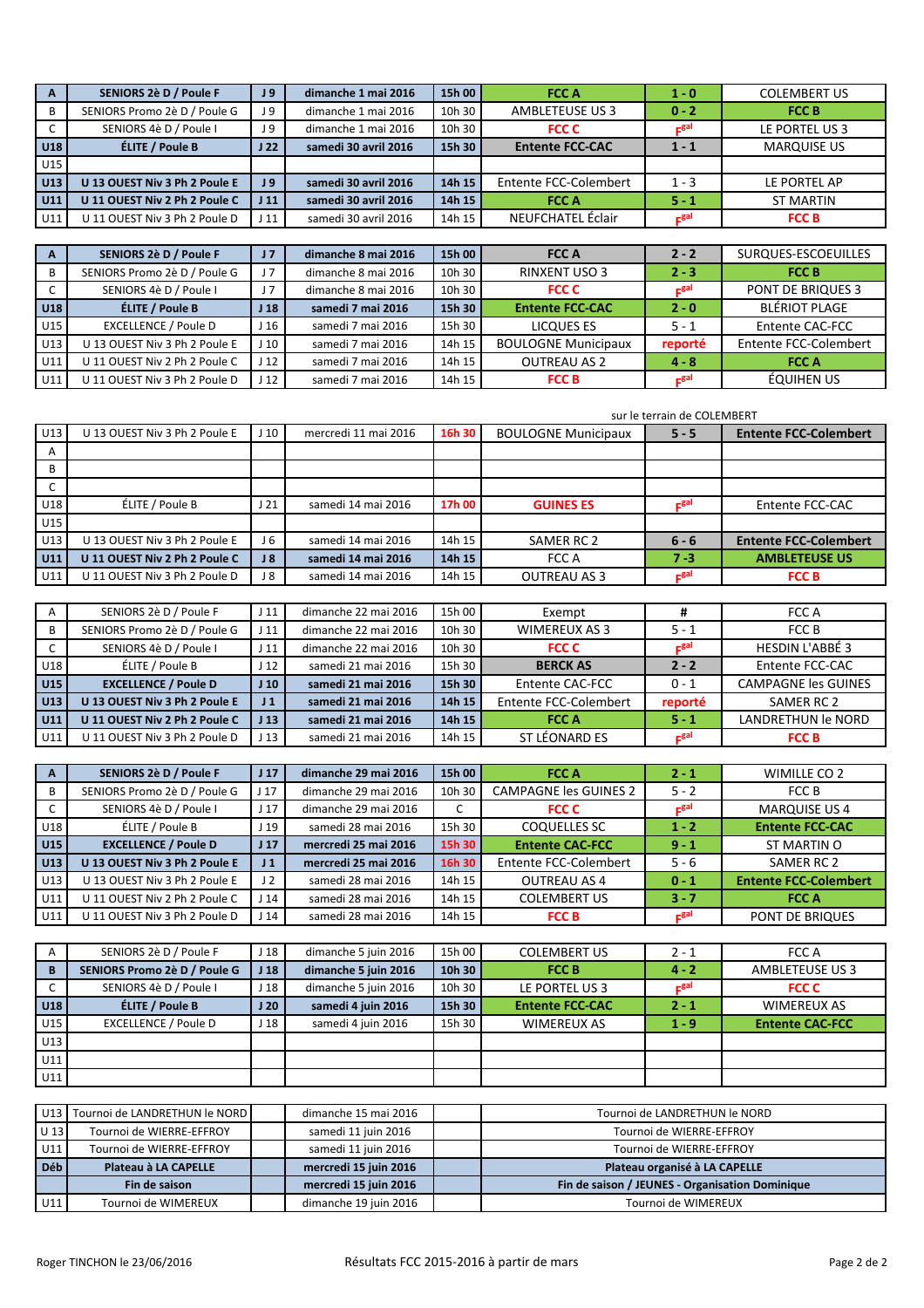| | | | | | | | |
|---|---|---|---|---|---|---|---|
| **A** | **SENIORS 2è D / Poule F** | **J 9** | **dimanche 1 mai 2016** | **15h 00** | **FCC A** | **1 - 0** | COLEMBERT US |
| B | SENIORS Promo 2è D / Poule G | J 9 | dimanche 1 mai 2016 | 10h 30 | AMBLETEUSE US 3 | **0 - 2** | **FCC B** |
| C | SENIORS 4è D / Poule I | J 9 | dimanche 1 mai 2016 | 10h 30 | **FCC C** | F gal | LE PORTEL US 3 |
| **U18** | **ÉLITE / Poule B** | **J 22** | **samedi 30 avril 2016** | **15h 30** | **Entente FCC-CAC** | **1 - 1** | MARQUISE US |
| U15 | | | | | | | |
| **U13** | **U 13 OUEST Niv 3 Ph 2 Poule E** | **J 9** | **samedi 30 avril 2016** | **14h 15** | Entente FCC-Colembert | 1 - 3 | LE PORTEL AP |
| **U11** | **U 11 OUEST Niv 2 Ph 2 Poule C** | **J 11** | **samedi 30 avril 2016** | **14h 15** | **FCC A** | **5 - 1** | ST MARTIN |
| U11 | U 11 OUEST Niv 3 Ph 2 Poule D | J 11 | samedi 30 avril 2016 | 14h 15 | NEUFCHATEL Éclair | F gal | **FCC B** |

| | | | | | | | |
|---|---|---|---|---|---|---|---|
| **A** | **SENIORS 2è D / Poule F** | **J 7** | **dimanche 8 mai 2016** | **15h 00** | **FCC A** | **2 - 2** | SURQUES-ESCOEUILLES |
| B | SENIORS Promo 2è D / Poule G | J 7 | dimanche 8 mai 2016 | 10h 30 | RINXENT USO 3 | **2 - 3** | **FCC B** |
| C | SENIORS 4è D / Poule I | J 7 | dimanche 8 mai 2016 | 10h 30 | **FCC C** | F gal | PONT DE BRIQUES 3 |
| **U18** | **ÉLITE / Poule B** | **J 18** | **samedi 7 mai 2016** | **15h 30** | **Entente FCC-CAC** | **2 - 0** | BLÉRIOT PLAGE |
| U15 | EXCELLENCE / Poule D | J 16 | samedi 7 mai 2016 | 15h 30 | LICQUES ES | 5 - 1 | Entente CAC-FCC |
| U13 | U 13 OUEST Niv 3 Ph 2 Poule E | J 10 | samedi 7 mai 2016 | 14h 15 | BOULOGNE Municipaux | **reporté** | Entente FCC-Colembert |
| U11 | U 11 OUEST Niv 2 Ph 2 Poule C | J 12 | samedi 7 mai 2016 | 14h 15 | OUTREAU AS 2 | **4 - 8** | **FCC A** |
| U11 | U 11 OUEST Niv 3 Ph 2 Poule D | J 12 | samedi 7 mai 2016 | 14h 15 | **FCC B** | F gal | ÉQUIHEN US |

sur le terrain de COLEMBERT

| | | | | | | | |
|---|---|---|---|---|---|---|---|
| U13 | U 13 OUEST Niv 3 Ph 2 Poule E | J 10 | mercredi 11 mai 2016 | **16h 30** | BOULOGNE Municipaux | **5 - 5** | **Entente FCC-Colembert** |
| A | | | | | | | |
| B | | | | | | | |
| C | | | | | | | |
| U18 | ÉLITE / Poule B | J 21 | samedi 14 mai 2016 | **17h 00** | **GUINES ES** | F gal | Entente FCC-CAC |
| U15 | | | | | | | |
| U13 | U 13 OUEST Niv 3 Ph 2 Poule E | J 6 | samedi 14 mai 2016 | 14h 15 | SAMER RC 2 | **6 - 6** | **Entente FCC-Colembert** |
| **U11** | **U 11 OUEST Niv 2 Ph 2 Poule C** | **J 8** | **samedi 14 mai 2016** | **14h 15** | FCC A | **7 -3** | **AMBLETEUSE US** |
| U11 | U 11 OUEST Niv 3 Ph 2 Poule D | J 8 | samedi 14 mai 2016 | 14h 15 | OUTREAU AS 3 | F gal | **FCC B** |

| | | | | | | | |
|---|---|---|---|---|---|---|---|
| A | SENIORS 2è D / Poule F | J 11 | dimanche 22 mai 2016 | 15h 00 | Exempt | # | FCC A |
| B | SENIORS Promo 2è D / Poule G | J 11 | dimanche 22 mai 2016 | 10h 30 | WIMEREUX AS 3 | 5 - 1 | FCC B |
| C | SENIORS 4è D / Poule I | J 11 | dimanche 22 mai 2016 | 10h 30 | **FCC C** | F gal | HESDIN L'ABBÉ 3 |
| U18 | ÉLITE / Poule B | J 12 | samedi 21 mai 2016 | 15h 30 | **BERCK AS** | **2 - 2** | Entente FCC-CAC |
| **U15** | **EXCELLENCE / Poule D** | **J 10** | **samedi 21 mai 2016** | **15h 30** | Entente CAC-FCC | 0 - 1 | CAMPAGNE les GUINES |
| **U13** | **U 13 OUEST Niv 3 Ph 2 Poule E** | **J 1** | **samedi 21 mai 2016** | **14h 15** | Entente FCC-Colembert | **reporté** | SAMER RC 2 |
| **U11** | **U 11 OUEST Niv 2 Ph 2 Poule C** | **J 13** | **samedi 21 mai 2016** | **14h 15** | **FCC A** | **5 - 1** | LANDRETHUN le NORD |
| U11 | U 11 OUEST Niv 3 Ph 2 Poule D | J 13 | samedi 21 mai 2016 | 14h 15 | ST LÉONARD ES | F gal | **FCC B** |

| | | | | | | | |
|---|---|---|---|---|---|---|---|
| **A** | **SENIORS 2è D / Poule F** | **J 17** | **dimanche 29 mai 2016** | **15h 00** | **FCC A** | **2 - 1** | WIMILLE CO 2 |
| B | SENIORS Promo 2è D / Poule G | J 17 | dimanche 29 mai 2016 | 10h 30 | CAMPAGNE les GUINES 2 | 5 - 2 | FCC B |
| C | SENIORS 4è D / Poule I | J 17 | dimanche 29 mai 2016 | 10h 30 | **FCC C** | F gal | MARQUISE US 4 |
| U18 | ÉLITE / Poule B | J 19 | samedi 28 mai 2016 | 15h 30 | COQUELLES SC | **1 - 2** | **Entente FCC-CAC** |
| **U15** | **EXCELLENCE / Poule D** | **J 17** | **mercredi 25 mai 2016** | **15h 30** | **Entente CAC-FCC** | **9 - 1** | ST MARTIN O |
| **U13** | **U 13 OUEST Niv 3 Ph 2 Poule E** | **J 1** | **mercredi 25 mai 2016** | **16h 30** | Entente FCC-Colembert | 5 - 6 | SAMER RC 2 |
| U13 | U 13 OUEST Niv 3 Ph 2 Poule E | J 2 | samedi 28 mai 2016 | 14h 15 | OUTREAU AS 4 | **0 - 1** | **Entente FCC-Colembert** |
| U11 | U 11 OUEST Niv 2 Ph 2 Poule C | J 14 | samedi 28 mai 2016 | 14h 15 | COLEMBERT US | **3 - 7** | **FCC A** |
| U11 | U 11 OUEST Niv 3 Ph 2 Poule D | J 14 | samedi 28 mai 2016 | 14h 15 | **FCC B** | F gal | PONT DE BRIQUES |

| | | | | | | | |
|---|---|---|---|---|---|---|---|
| A | SENIORS 2è D / Poule F | J 18 | dimanche 5 juin 2016 | 15h 00 | COLEMBERT US | 2 - 1 | FCC A |
| **B** | **SENIORS Promo 2è D / Poule G** | **J 18** | **dimanche 5 juin 2016** | **10h 30** | **FCC B** | **4 - 2** | AMBLETEUSE US 3 |
| C | SENIORS 4è D / Poule I | J 18 | dimanche 5 juin 2016 | 10h 30 | LE PORTEL US 3 | F gal | **FCC C** |
| **U18** | **ÉLITE / Poule B** | **J 20** | **samedi 4 juin 2016** | **15h 30** | **Entente FCC-CAC** | **2 - 1** | WIMEREUX AS |
| U15 | EXCELLENCE / Poule D | J 18 | samedi 4 juin 2016 | 15h 30 | WIMEREUX AS | **1 - 9** | **Entente CAC-FCC** |
| U13 | | | | | | | |
| U11 | | | | | | | |
| U11 | | | | | | | |

| | | | | | |
|---|---|---|---|---|---|
| U13 | Tournoi de LANDRETHUN le NORD | | dimanche 15 mai 2016 | | Tournoi de LANDRETHUN le NORD |
| U 13 | Tournoi de WIERRE-EFFROY | | samedi 11 juin 2016 | | Tournoi de WIERRE-EFFROY |
| U11 | Tournoi de WIERRE-EFFROY | | samedi 11 juin 2016 | | Tournoi de WIERRE-EFFROY |
| **Déb** | **Plateau à LA CAPELLE** | | **mercredi 15 juin 2016** | | **Plateau organisé à LA CAPELLE** |
| | **Fin de saison** | | **mercredi 15 juin 2016** | | **Fin de saison / JEUNES - Organisation Dominique** |
| U11 | Tournoi de WIMEREUX | | dimanche 19 juin 2016 | | Tournoi de WIMEREUX |

Roger TINCHON le 23/06/2016 — Résultats FCC 2015-2016 à partir de mars